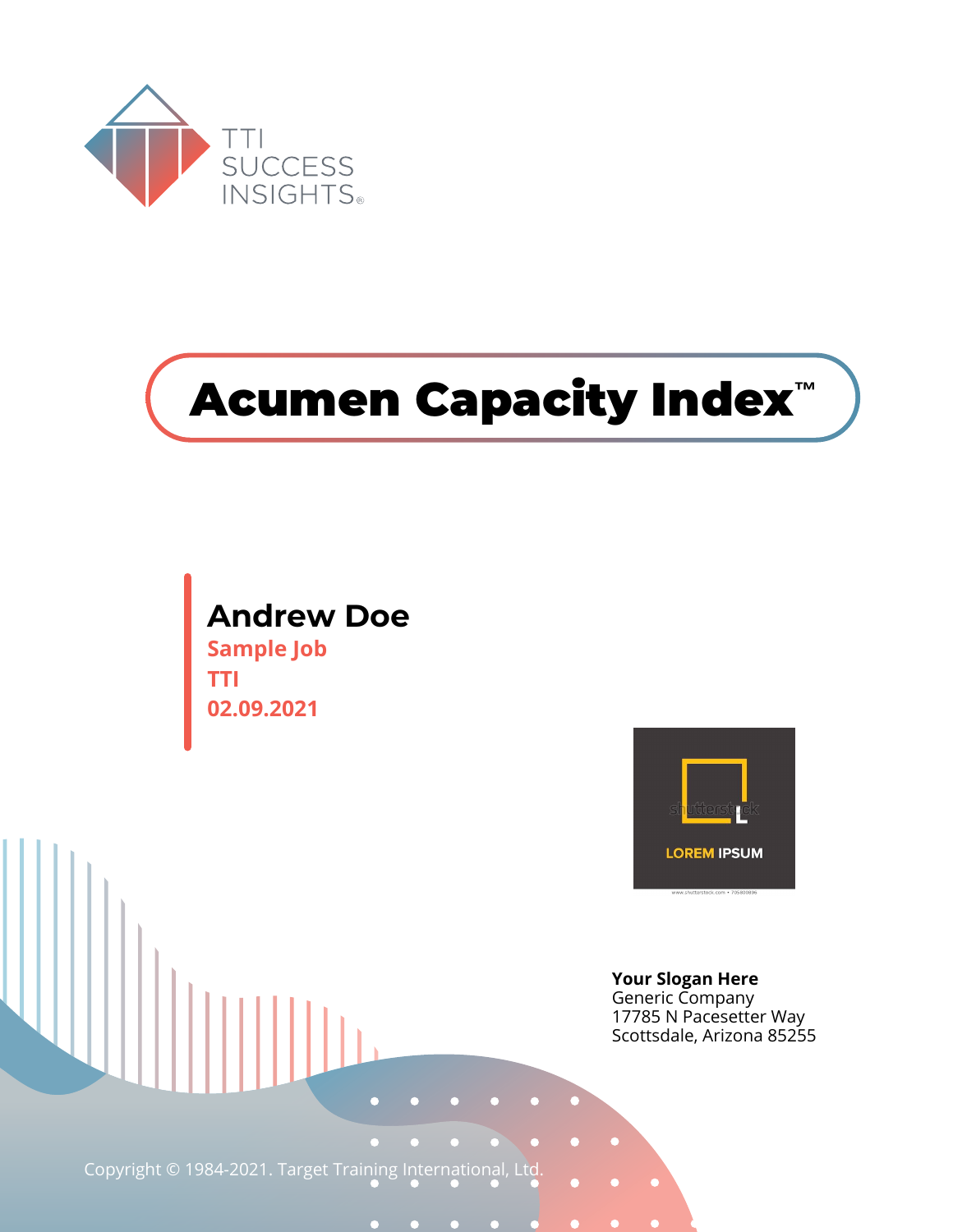TTI SUCCESS INSIGHTS®

# Acumen Capacity Index™

## Andrew Doe

**Sample Job**

**TTI**

**02.09.2021**

**Your Slogan Here**
Generic Company
17785 N Pacesetter Way
Scottsdale, Arizona 85255

Copyright © 1984-2021. Target Training International, Ltd.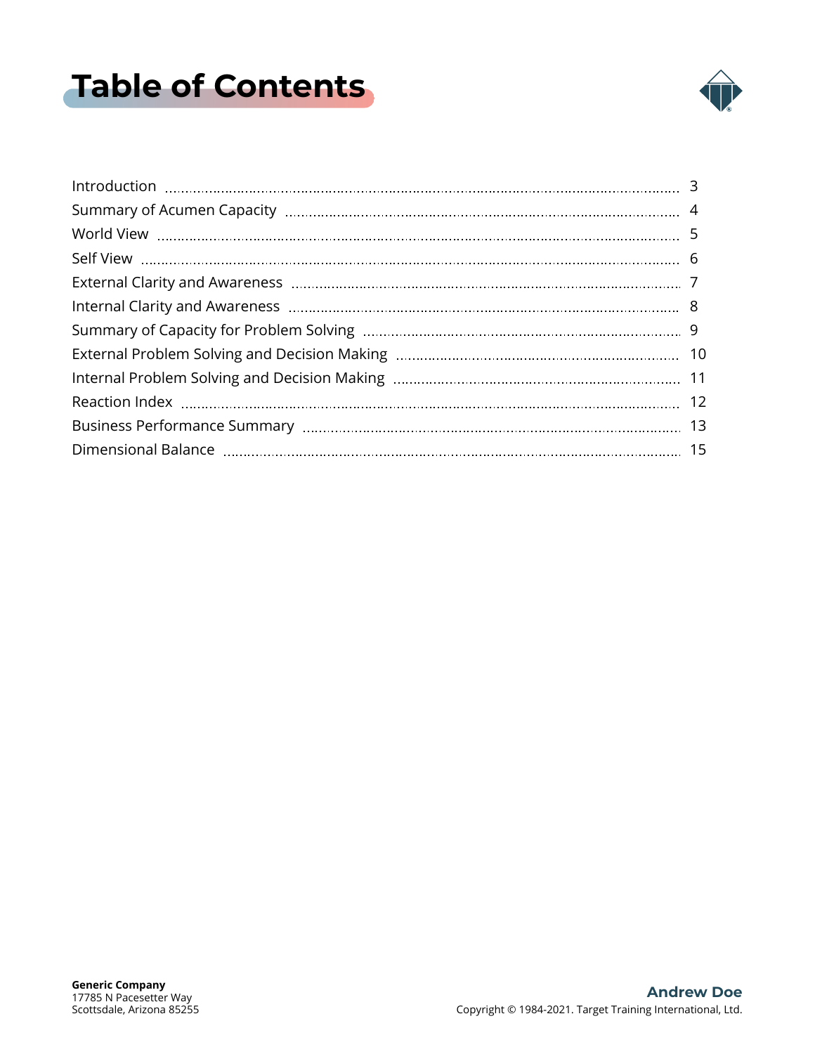# Table of Contents

| Section | Page |
|---|---|
| Introduction | 3 |
| Summary of Acumen Capacity | 4 |
| World View | 5 |
| Self View | 6 |
| External Clarity and Awareness | 7 |
| Internal Clarity and Awareness | 8 |
| Summary of Capacity for Problem Solving | 9 |
| External Problem Solving and Decision Making | 10 |
| Internal Problem Solving and Decision Making | 11 |
| Reaction Index | 12 |
| Business Performance Summary | 13 |
| Dimensional Balance | 15 |

**Generic Company**
17785 N Pacesetter Way
Scottsdale, Arizona 85255

**Andrew Doe**
Copyright © 1984-2021. Target Training International, Ltd.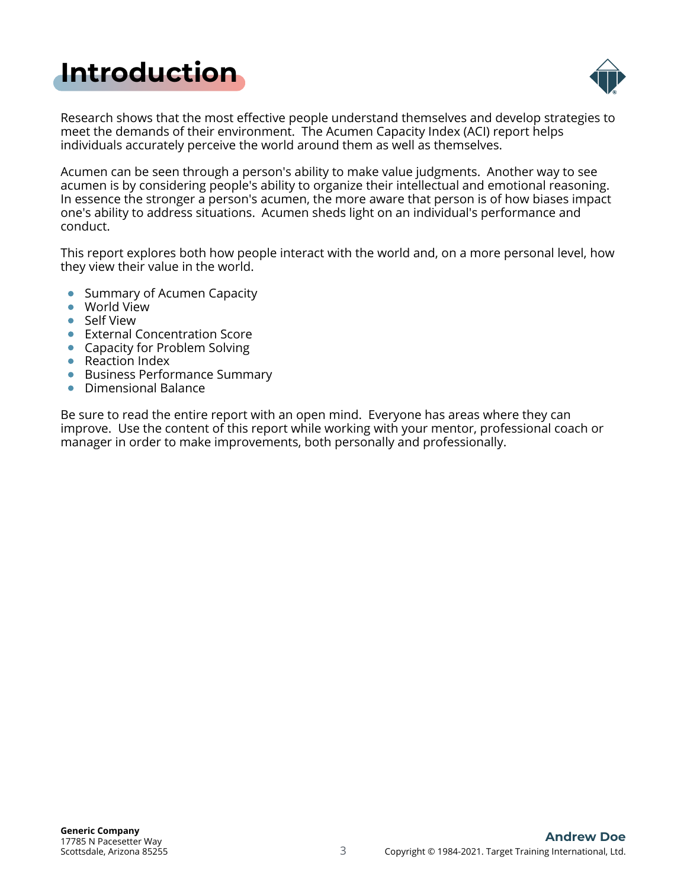# Introduction

Research shows that the most effective people understand themselves and develop strategies to meet the demands of their environment. The Acumen Capacity Index (ACI) report helps individuals accurately perceive the world around them as well as themselves.

Acumen can be seen through a person's ability to make value judgments. Another way to see acumen is by considering people's ability to organize their intellectual and emotional reasoning. In essence the stronger a person's acumen, the more aware that person is of how biases impact one's ability to address situations. Acumen sheds light on an individual's performance and conduct.

This report explores both how people interact with the world and, on a more personal level, how they view their value in the world.

- Summary of Acumen Capacity
- World View
- Self View
- External Concentration Score
- Capacity for Problem Solving
- Reaction Index
- Business Performance Summary
- Dimensional Balance

Be sure to read the entire report with an open mind. Everyone has areas where they can improve. Use the content of this report while working with your mentor, professional coach or manager in order to make improvements, both personally and professionally.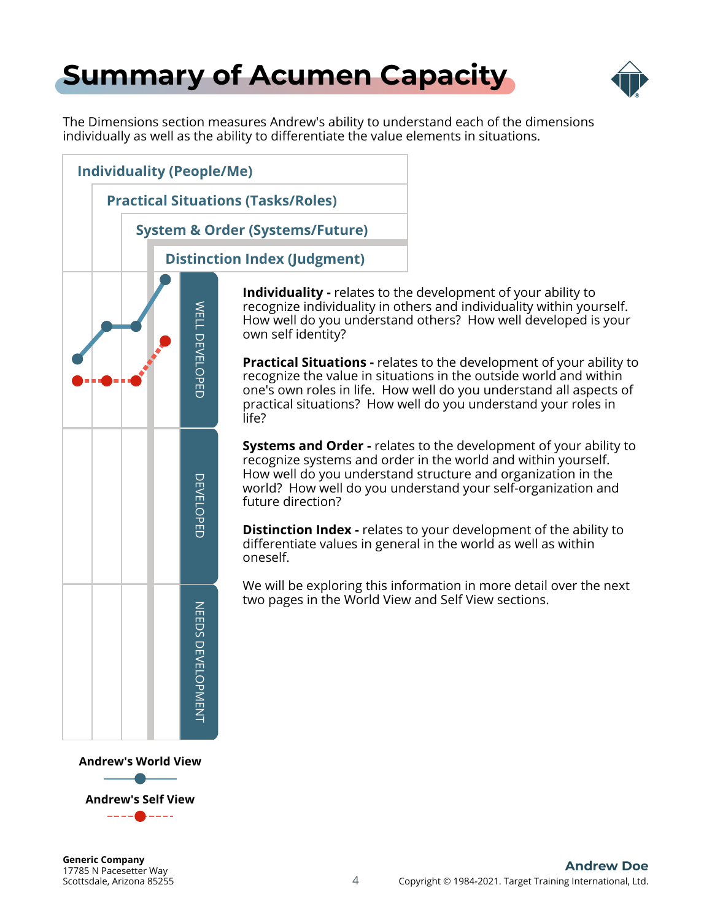# Summary of Acumen Capacity

The Dimensions section measures Andrew's ability to understand each of the dimensions individually as well as the ability to differentiate the value elements in situations.

Individuality (People/Me)

Practical Situations (Tasks/Roles)

System & Order (Systems/Future)

Distinction Index (Judgment)

WELL DEVELOPED

DEVELOPED

NEEDS DEVELOPMENT

Andrew's World View

Andrew's Self View

**Individuality -** relates to the development of your ability to recognize individuality in others and individuality within yourself. How well do you understand others? How well developed is your own self identity?

**Practical Situations -** relates to the development of your ability to recognize the value in situations in the outside world and within one's own roles in life. How well do you understand all aspects of practical situations? How well do you understand your roles in life?

**Systems and Order -** relates to the development of your ability to recognize systems and order in the world and within yourself. How well do you understand structure and organization in the world? How well do you understand your self-organization and future direction?

**Distinction Index -** relates to your development of the ability to differentiate values in general in the world as well as within oneself.

We will be exploring this information in more detail over the next two pages in the World View and Self View sections.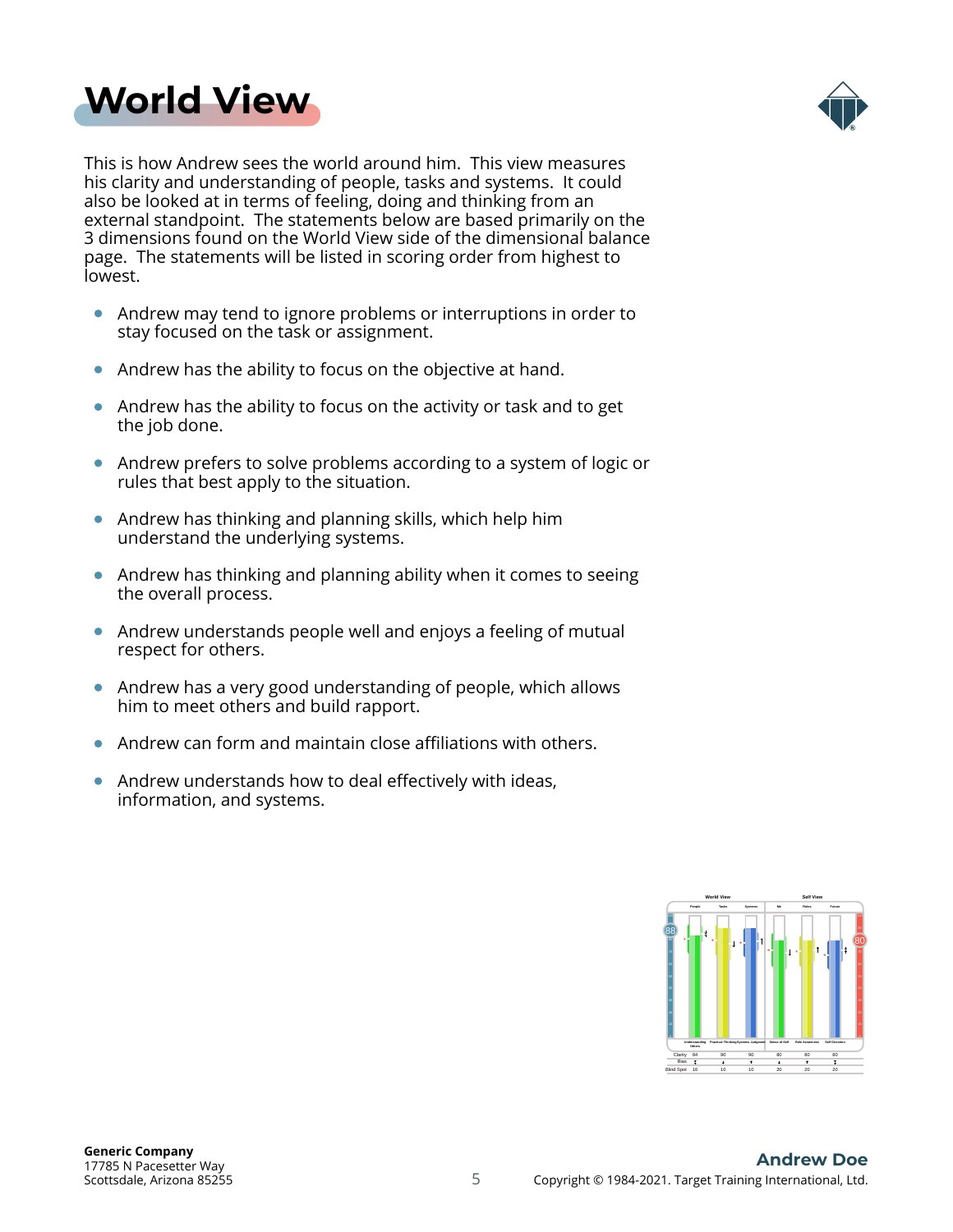# World View

This is how Andrew sees the world around him. This view measures his clarity and understanding of people, tasks and systems. It could also be looked at in terms of feeling, doing and thinking from an external standpoint. The statements below are based primarily on the 3 dimensions found on the World View side of the dimensional balance page. The statements will be listed in scoring order from highest to lowest.

- Andrew may tend to ignore problems or interruptions in order to stay focused on the task or assignment.
- Andrew has the ability to focus on the objective at hand.
- Andrew has the ability to focus on the activity or task and to get the job done.
- Andrew prefers to solve problems according to a system of logic or rules that best apply to the situation.
- Andrew has thinking and planning skills, which help him understand the underlying systems.
- Andrew has thinking and planning ability when it comes to seeing the overall process.
- Andrew understands people well and enjoys a feeling of mutual respect for others.
- Andrew has a very good understanding of people, which allows him to meet others and build rapport.
- Andrew can form and maintain close affiliations with others.
- Andrew understands how to deal effectively with ideas, information, and systems.

**Generic Company**
17785 N Pacesetter Way
Scottsdale, Arizona 85255

**Andrew Doe**
Copyright © 1984-2021. Target Training International, Ltd.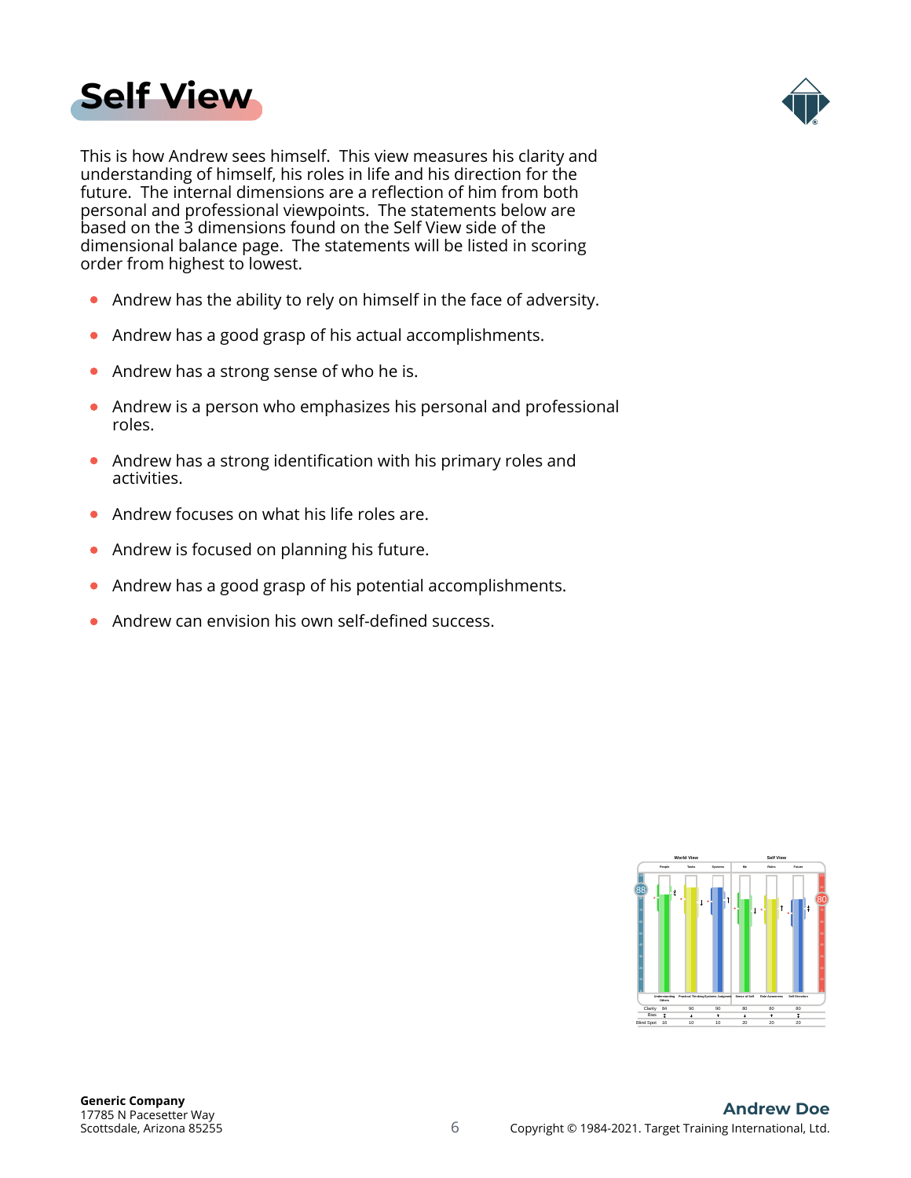# Self View

This is how Andrew sees himself. This view measures his clarity and understanding of himself, his roles in life and his direction for the future. The internal dimensions are a reflection of him from both personal and professional viewpoints. The statements below are based on the 3 dimensions found on the Self View side of the dimensional balance page. The statements will be listed in scoring order from highest to lowest.

- Andrew has the ability to rely on himself in the face of adversity.
- Andrew has a good grasp of his actual accomplishments.
- Andrew has a strong sense of who he is.
- Andrew is a person who emphasizes his personal and professional roles.
- Andrew has a strong identification with his primary roles and activities.
- Andrew focuses on what his life roles are.
- Andrew is focused on planning his future.
- Andrew has a good grasp of his potential accomplishments.
- Andrew can envision his own self-defined success.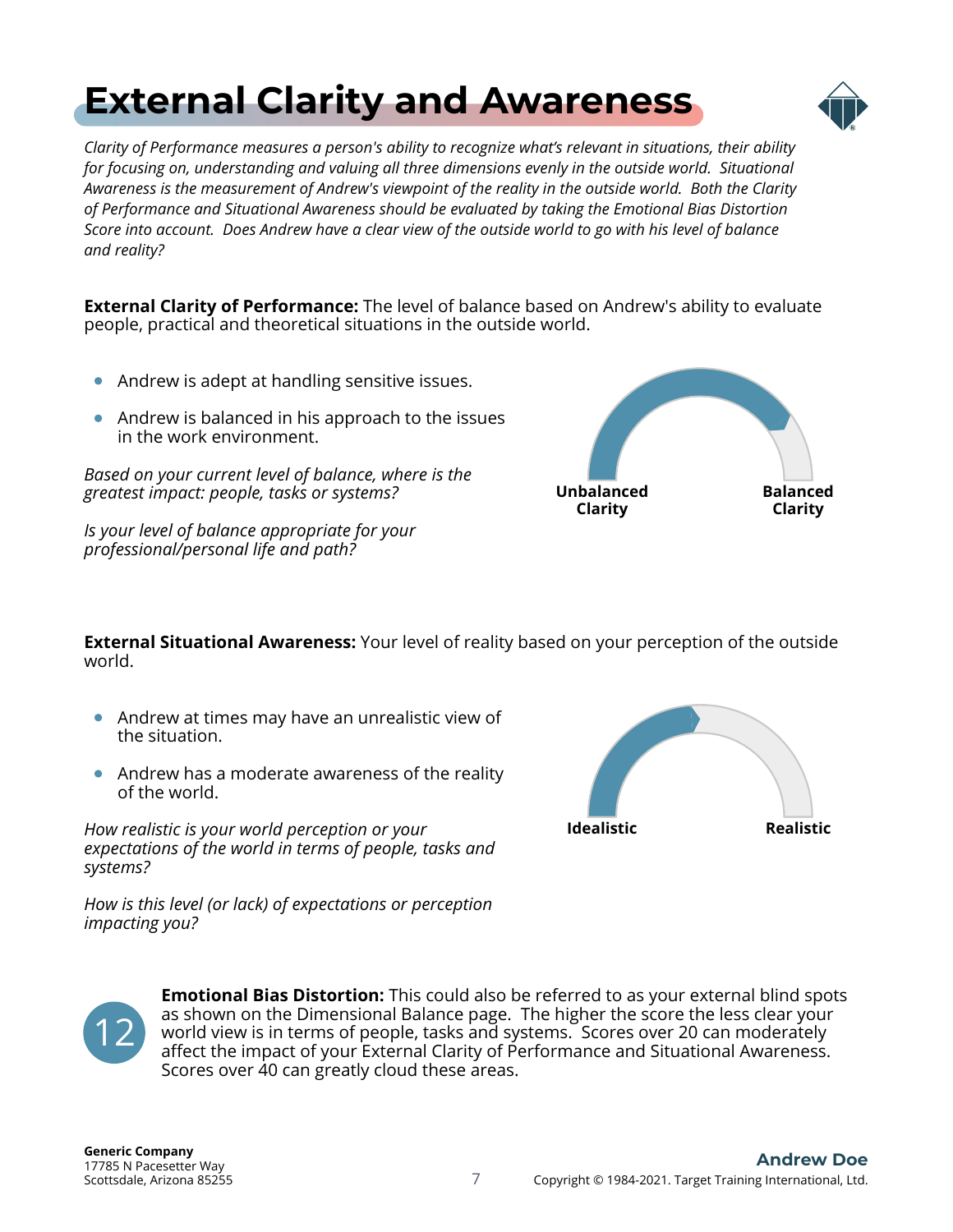# External Clarity and Awareness

*Clarity of Performance measures a person's ability to recognize what's relevant in situations, their ability for focusing on, understanding and valuing all three dimensions evenly in the outside world. Situational Awareness is the measurement of Andrew's viewpoint of the reality in the outside world. Both the Clarity of Performance and Situational Awareness should be evaluated by taking the Emotional Bias Distortion Score into account. Does Andrew have a clear view of the outside world to go with his level of balance and reality?*

**External Clarity of Performance:** The level of balance based on Andrew's ability to evaluate people, practical and theoretical situations in the outside world.

- Andrew is adept at handling sensitive issues.
- Andrew is balanced in his approach to the issues in the work environment.

*Based on your current level of balance, where is the greatest impact: people, tasks or systems?*

*Is your level of balance appropriate for your professional/personal life and path?*

**Unbalanced Clarity** — **Balanced Clarity**

**External Situational Awareness:** Your level of reality based on your perception of the outside world.

- Andrew at times may have an unrealistic view of the situation.
- Andrew has a moderate awareness of the reality of the world.

*How realistic is your world perception or your expectations of the world in terms of people, tasks and systems?*

*How is this level (or lack) of expectations or perception impacting you?*

**Idealistic** — **Realistic**

**12**

**Emotional Bias Distortion:** This could also be referred to as your external blind spots as shown on the Dimensional Balance page. The higher the score the less clear your world view is in terms of people, tasks and systems. Scores over 20 can moderately affect the impact of your External Clarity of Performance and Situational Awareness. Scores over 40 can greatly cloud these areas.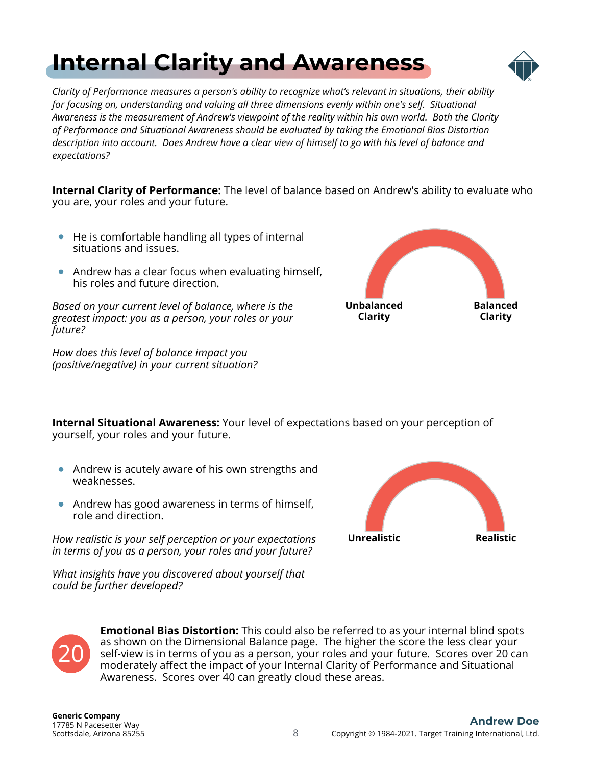# Internal Clarity and Awareness

*Clarity of Performance measures a person's ability to recognize what's relevant in situations, their ability for focusing on, understanding and valuing all three dimensions evenly within one's self. Situational Awareness is the measurement of Andrew's viewpoint of the reality within his own world. Both the Clarity of Performance and Situational Awareness should be evaluated by taking the Emotional Bias Distortion description into account. Does Andrew have a clear view of himself to go with his level of balance and expectations?*

**Internal Clarity of Performance:** The level of balance based on Andrew's ability to evaluate who you are, your roles and your future.

- He is comfortable handling all types of internal situations and issues.
- Andrew has a clear focus when evaluating himself, his roles and future direction.

**Unbalanced Clarity** — **Balanced Clarity**

*Based on your current level of balance, where is the greatest impact: you as a person, your roles or your future?*

*How does this level of balance impact you (positive/negative) in your current situation?*

**Internal Situational Awareness:** Your level of expectations based on your perception of yourself, your roles and your future.

- Andrew is acutely aware of his own strengths and weaknesses.
- Andrew has good awareness in terms of himself, role and direction.

**Unrealistic** — **Realistic**

*How realistic is your self perception or your expectations in terms of you as a person, your roles and your future?*

*What insights have you discovered about yourself that could be further developed?*

20

**Emotional Bias Distortion:** This could also be referred to as your internal blind spots as shown on the Dimensional Balance page. The higher the score the less clear your self-view is in terms of you as a person, your roles and your future. Scores over 20 can moderately affect the impact of your Internal Clarity of Performance and Situational Awareness. Scores over 40 can greatly cloud these areas.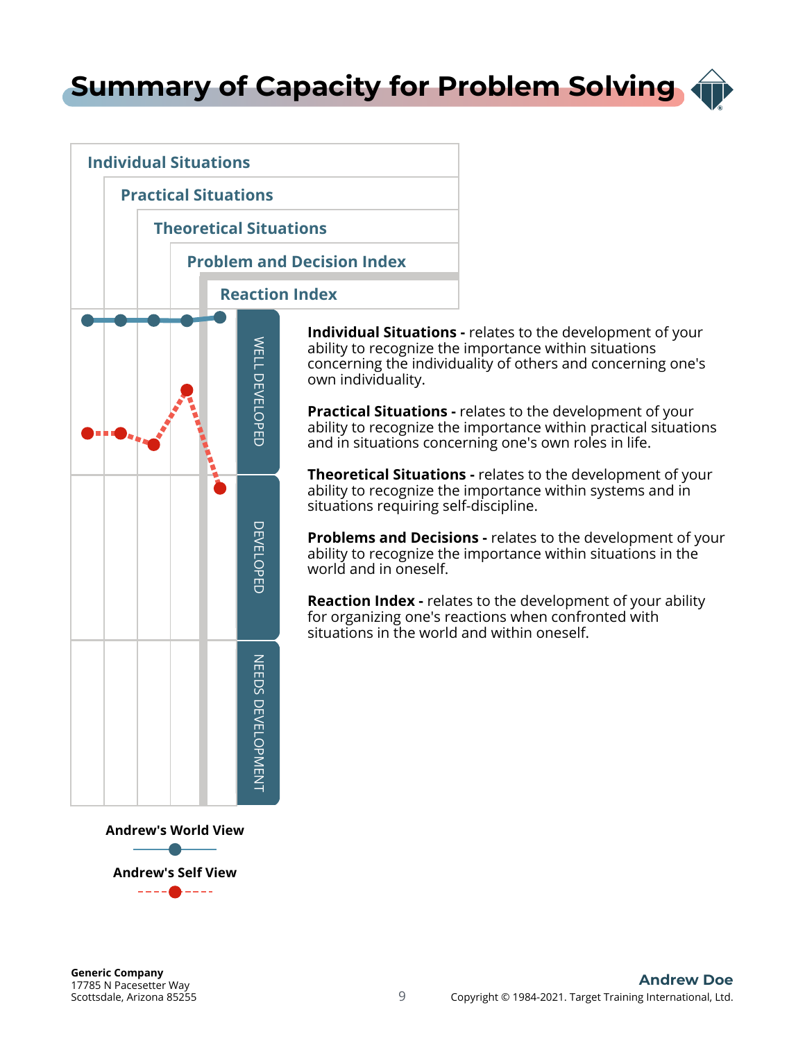# Summary of Capacity for Problem Solving

Individual Situations

Practical Situations

Theoretical Situations

Problem and Decision Index

Reaction Index

WELL DEVELOPED

DEVELOPED

NEEDS DEVELOPMENT

Andrew's World View

Andrew's Self View

**Individual Situations -** relates to the development of your ability to recognize the importance within situations concerning the individuality of others and concerning one's own individuality.

**Practical Situations -** relates to the development of your ability to recognize the importance within practical situations and in situations concerning one's own roles in life.

**Theoretical Situations -** relates to the development of your ability to recognize the importance within systems and in situations requiring self-discipline.

**Problems and Decisions -** relates to the development of your ability to recognize the importance within situations in the world and in oneself.

**Reaction Index -** relates to the development of your ability for organizing one's reactions when confronted with situations in the world and within oneself.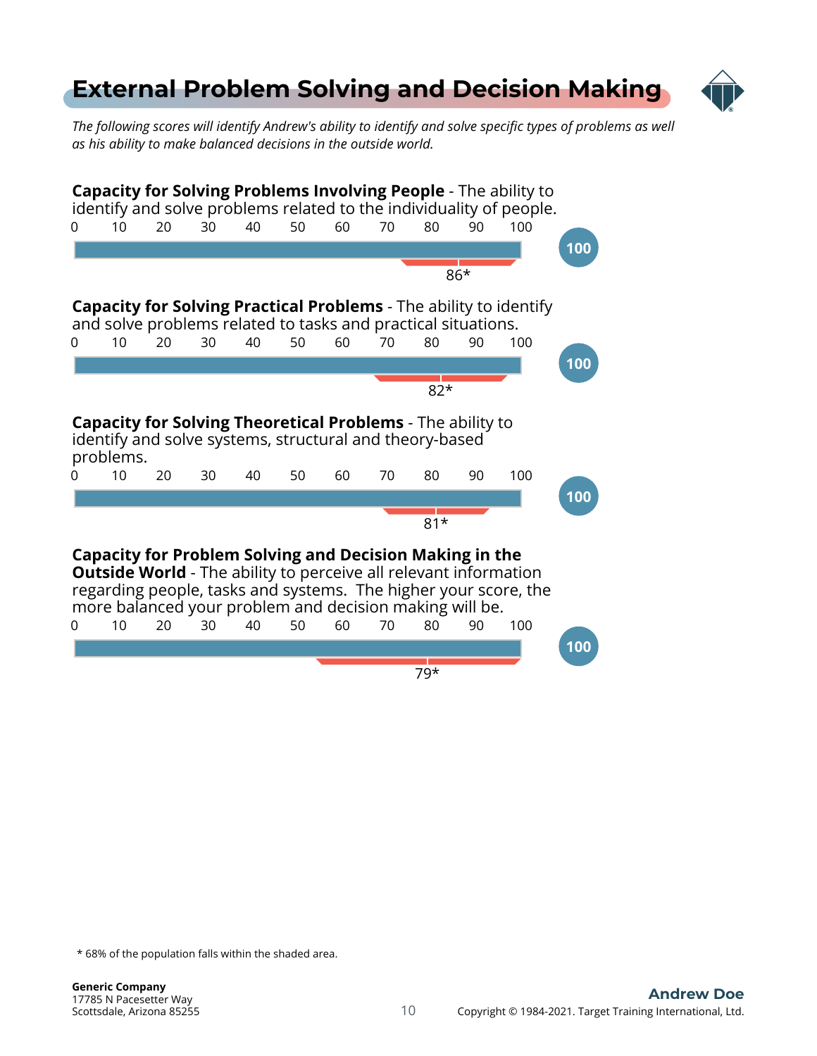# External Problem Solving and Decision Making

*The following scores will identify Andrew's ability to identify and solve specific types of problems as well as his ability to make balanced decisions in the outside world.*

**Capacity for Solving Problems Involving People** - The ability to identify and solve problems related to the individuality of people.

0 10 20 30 40 50 60 70 80 90 100

**100**

86*

**Capacity for Solving Practical Problems** - The ability to identify and solve problems related to tasks and practical situations.

0 10 20 30 40 50 60 70 80 90 100

**100**

82*

**Capacity for Solving Theoretical Problems** - The ability to identify and solve systems, structural and theory-based problems.

0 10 20 30 40 50 60 70 80 90 100

**100**

81*

**Capacity for Problem Solving and Decision Making in the Outside World** - The ability to perceive all relevant information regarding people, tasks and systems. The higher your score, the more balanced your problem and decision making will be.

0 10 20 30 40 50 60 70 80 90 100

**100**

79*

* 68% of the population falls within the shaded area.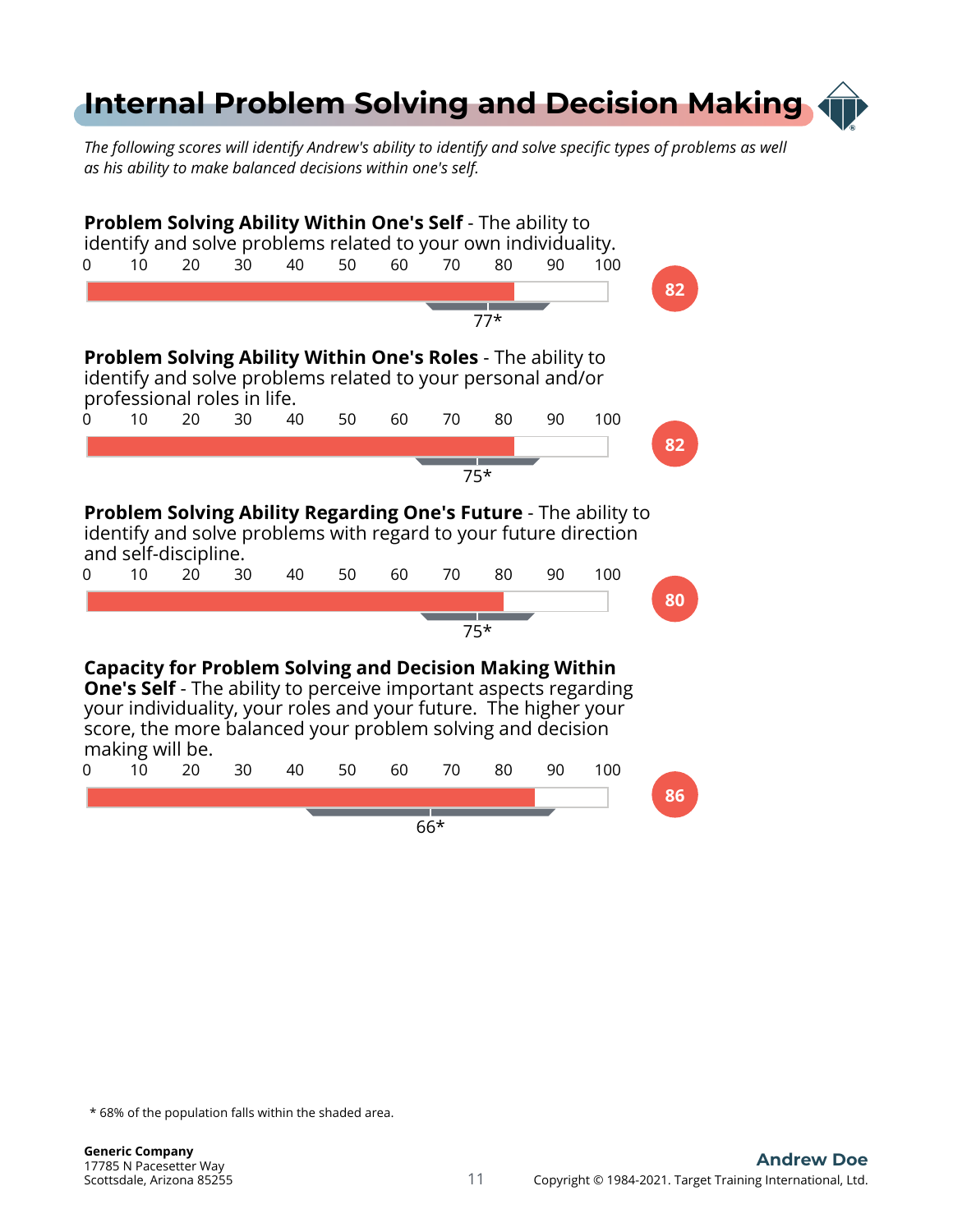# Internal Problem Solving and Decision Making

*The following scores will identify Andrew's ability to identify and solve specific types of problems as well as his ability to make balanced decisions within one's self.*

**Problem Solving Ability Within One's Self** - The ability to identify and solve problems related to your own individuality.

Score: 82 (population mean: 77*)

**Problem Solving Ability Within One's Roles** - The ability to identify and solve problems related to your personal and/or professional roles in life.

Score: 82 (population mean: 75*)

**Problem Solving Ability Regarding One's Future** - The ability to identify and solve problems with regard to your future direction and self-discipline.

Score: 80 (population mean: 75*)

**Capacity for Problem Solving and Decision Making Within One's Self** - The ability to perceive important aspects regarding your individuality, your roles and your future. The higher your score, the more balanced your problem solving and decision making will be.

Score: 86 (population mean: 66*)

* 68% of the population falls within the shaded area.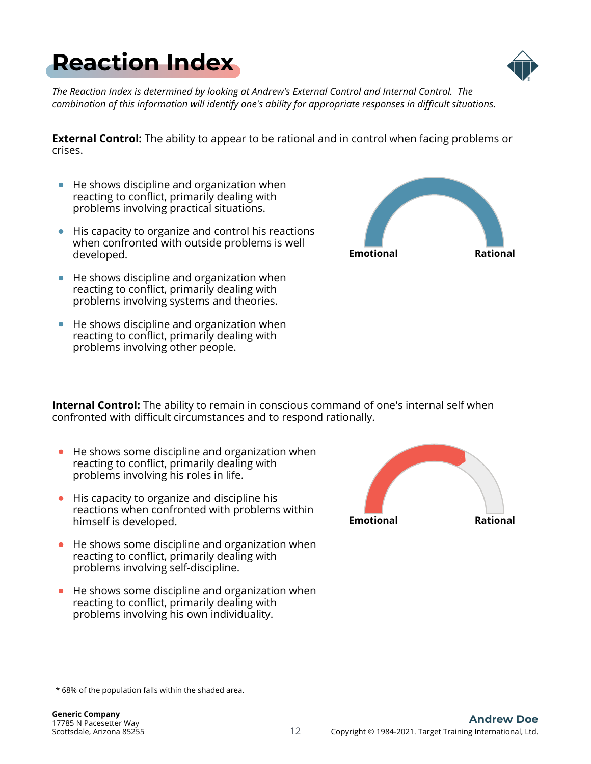# Reaction Index

*The Reaction Index is determined by looking at Andrew's External Control and Internal Control. The combination of this information will identify one's ability for appropriate responses in difficult situations.*

**External Control:** The ability to appear to be rational and in control when facing problems or crises.

- He shows discipline and organization when reacting to conflict, primarily dealing with problems involving practical situations.
- His capacity to organize and control his reactions when confronted with outside problems is well developed.
- He shows discipline and organization when reacting to conflict, primarily dealing with problems involving systems and theories.
- He shows discipline and organization when reacting to conflict, primarily dealing with problems involving other people.

Emotional    Rational

**Internal Control:** The ability to remain in conscious command of one's internal self when confronted with difficult circumstances and to respond rationally.

- He shows some discipline and organization when reacting to conflict, primarily dealing with problems involving his roles in life.
- His capacity to organize and discipline his reactions when confronted with problems within himself is developed.
- He shows some discipline and organization when reacting to conflict, primarily dealing with problems involving self-discipline.
- He shows some discipline and organization when reacting to conflict, primarily dealing with problems involving his own individuality.

Emotional    Rational

* 68% of the population falls within the shaded area.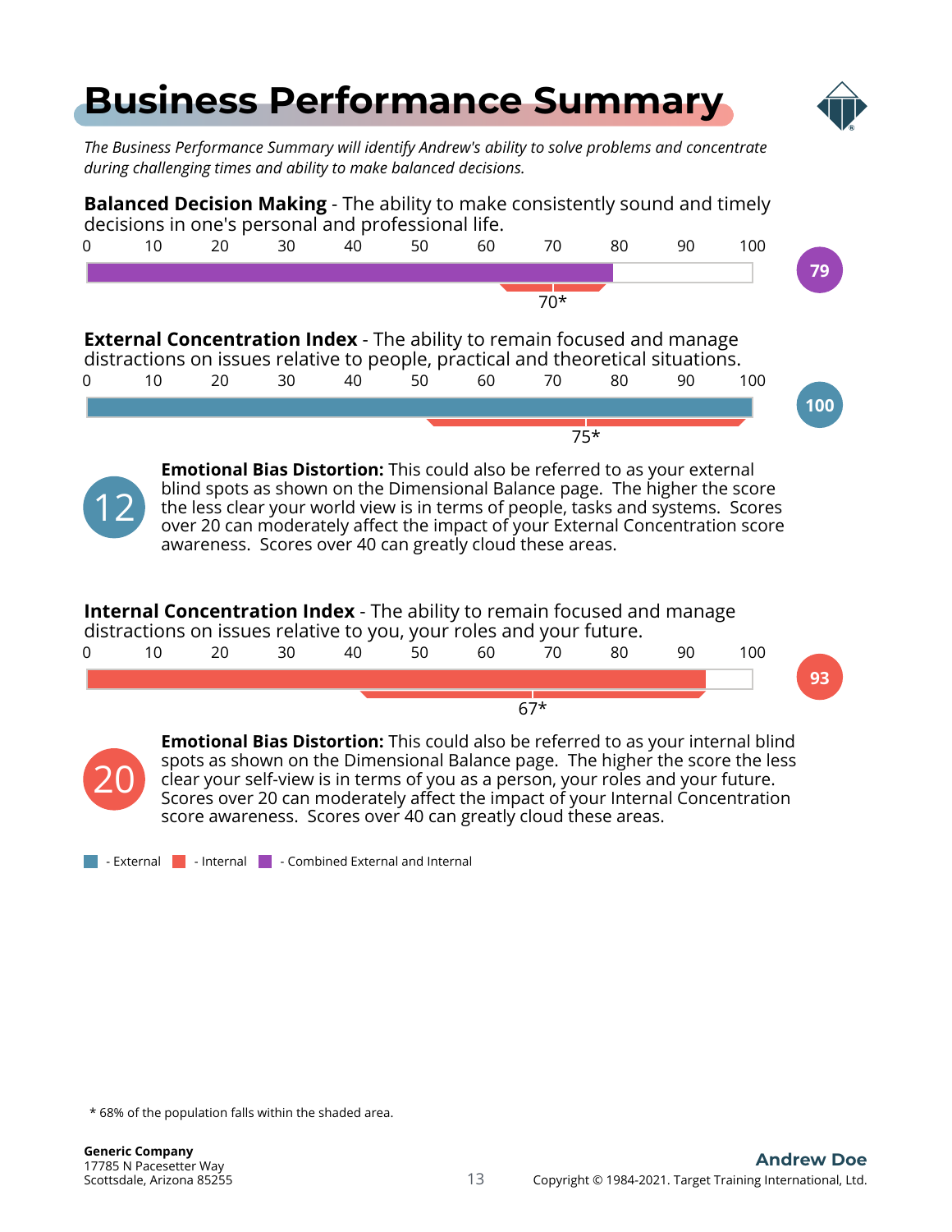# Business Performance Summary

*The Business Performance Summary will identify Andrew's ability to solve problems and concentrate during challenging times and ability to make balanced decisions.*

**Balanced Decision Making** - The ability to make consistently sound and timely decisions in one's personal and professional life.

0 10 20 30 40 50 60 70 80 90 100

70*

**79**

**External Concentration Index** - The ability to remain focused and manage distractions on issues relative to people, practical and theoretical situations.

0 10 20 30 40 50 60 70 80 90 100

75*

**100**

12

**Emotional Bias Distortion:** This could also be referred to as your external blind spots as shown on the Dimensional Balance page. The higher the score the less clear your world view is in terms of people, tasks and systems. Scores over 20 can moderately affect the impact of your External Concentration score awareness. Scores over 40 can greatly cloud these areas.

**Internal Concentration Index** - The ability to remain focused and manage distractions on issues relative to you, your roles and your future.

0 10 20 30 40 50 60 70 80 90 100

67*

**93**

20

**Emotional Bias Distortion:** This could also be referred to as your internal blind spots as shown on the Dimensional Balance page. The higher the score the less clear your self-view is in terms of you as a person, your roles and your future. Scores over 20 can moderately affect the impact of your Internal Concentration score awareness. Scores over 40 can greatly cloud these areas.

- External - Internal - Combined External and Internal

\* 68% of the population falls within the shaded area.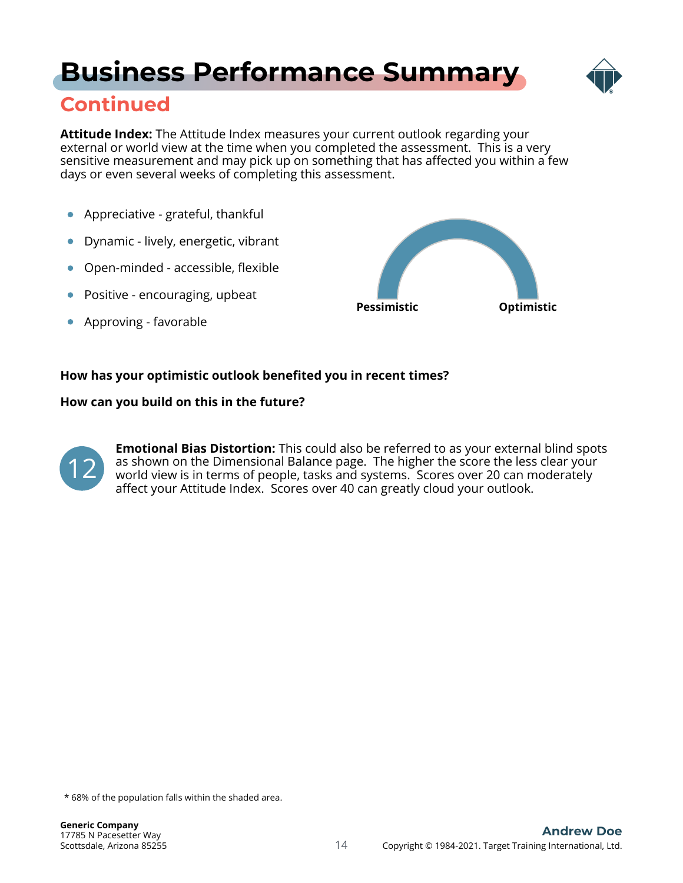# Business Performance Summary

## Continued

**Attitude Index:** The Attitude Index measures your current outlook regarding your external or world view at the time when you completed the assessment. This is a very sensitive measurement and may pick up on something that has affected you within a few days or even several weeks of completing this assessment.

- Appreciative - grateful, thankful
- Dynamic - lively, energetic, vibrant
- Open-minded - accessible, flexible
- Positive - encouraging, upbeat
- Approving - favorable

Pessimistic Optimistic

**How has your optimistic outlook benefited you in recent times?**

**How can you build on this in the future?**

12

**Emotional Bias Distortion:** This could also be referred to as your external blind spots as shown on the Dimensional Balance page. The higher the score the less clear your world view is in terms of people, tasks and systems. Scores over 20 can moderately affect your Attitude Index. Scores over 40 can greatly cloud your outlook.

* 68% of the population falls within the shaded area.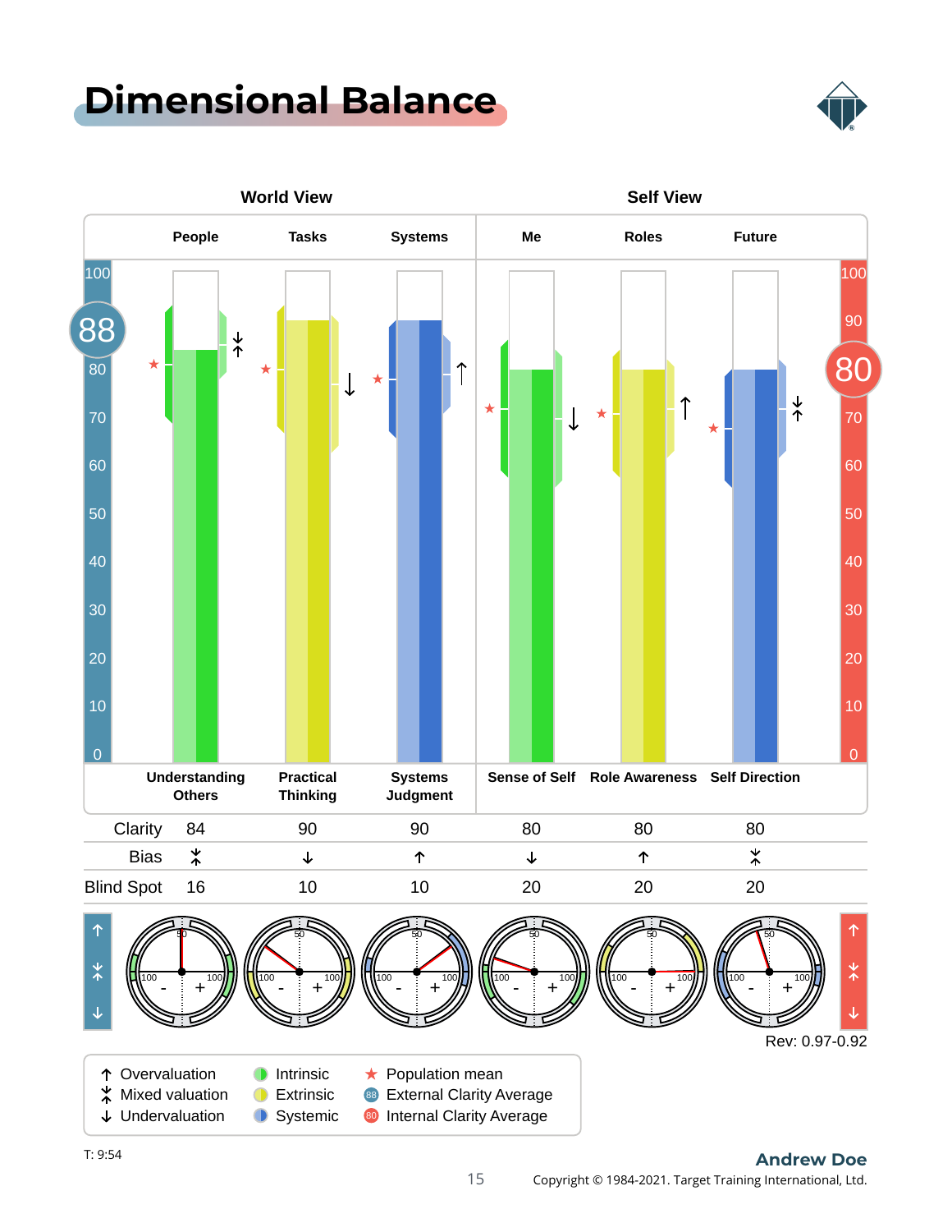# Dimensional Balance

World View

Self View

People | Tasks | Systems | Me | Roles | Future

100, 90, 80, 70, 60, 50, 40, 30, 20, 10, 0

88

80

Understanding Others | Practical Thinking | Systems Judgment | Sense of Self | Role Awareness | Self Direction

| | Understanding Others | Practical Thinking | Systems Judgment | Sense of Self | Role Awareness | Self Direction |
|---|---|---|---|---|---|---|
| Clarity | 84 | 90 | 90 | 80 | 80 | 80 |
| Bias | ⇅ | ↓ | ↑ | ↓ | ↑ | ⇅ |
| Blind Spot | 16 | 10 | 10 | 20 | 20 | 20 |

50, 100 - + 100

Rev: 0.97-0.92

↑ Overvaluation
⇅ Mixed valuation
↓ Undervaluation

Intrinsic
Extrinsic
Systemic

★ Population mean
88 External Clarity Average
80 Internal Clarity Average

T: 9:54

**Andrew Doe**

Copyright © 1984-2021. Target Training International, Ltd.